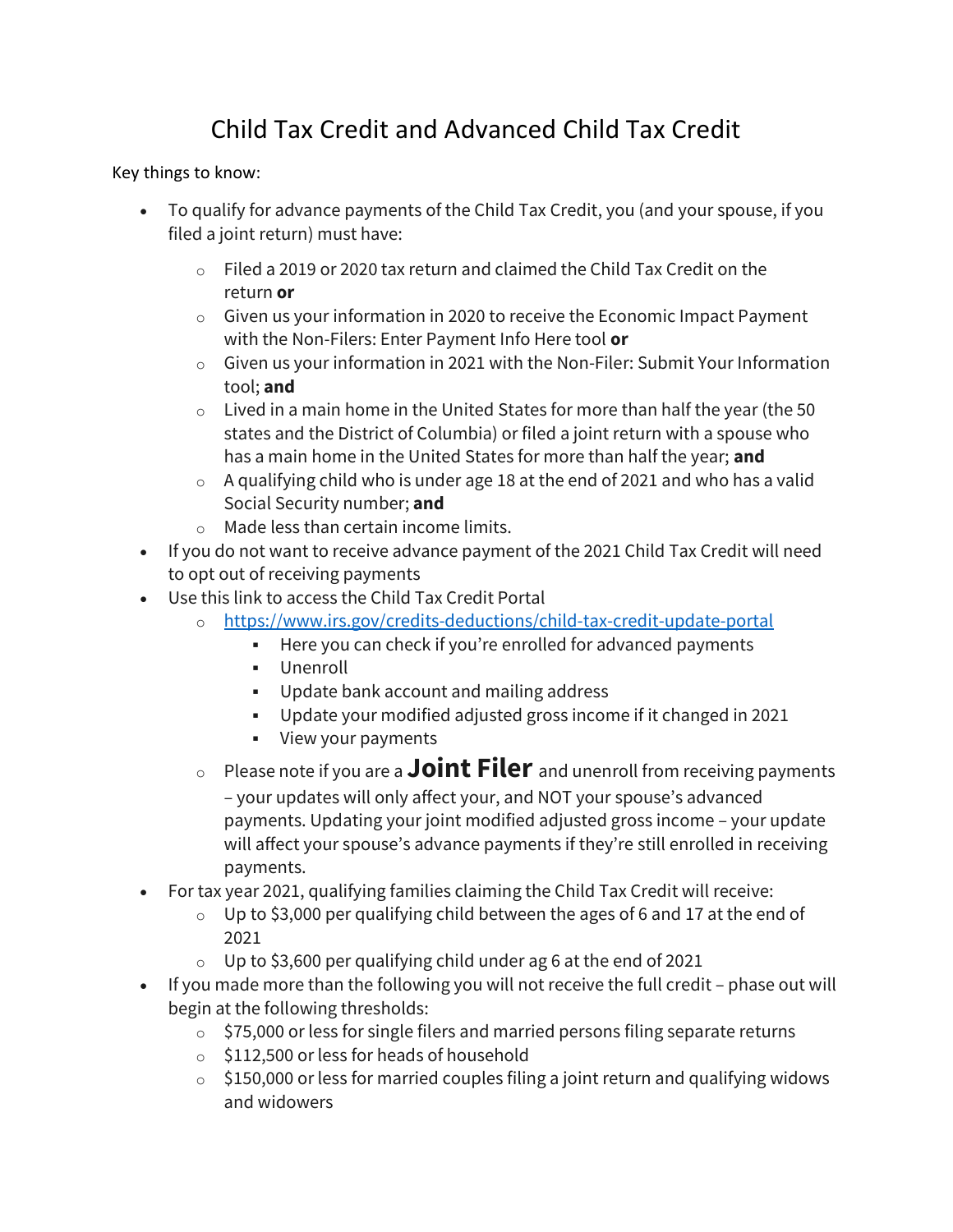# Child Tax Credit and Advanced Child Tax Credit

Key things to know:

- To qualify for advance payments of the Child Tax Credit, you (and your spouse, if you filed a joint return) must have:
  - Filed a 2019 or 2020 tax return and claimed the Child Tax Credit on the return **or**
  - Given us your information in 2020 to receive the Economic Impact Payment with the Non-Filers: Enter Payment Info Here tool **or**
  - Given us your information in 2021 with the Non-Filer: Submit Your Information tool; **and**
  - Lived in a main home in the United States for more than half the year (the 50 states and the District of Columbia) or filed a joint return with a spouse who has a main home in the United States for more than half the year; **and**
  - A qualifying child who is under age 18 at the end of 2021 and who has a valid Social Security number; **and**
  - Made less than certain income limits.
- If you do not want to receive advance payment of the 2021 Child Tax Credit will need to opt out of receiving payments
- Use this link to access the Child Tax Credit Portal
  - https://www.irs.gov/credits-deductions/child-tax-credit-update-portal
    - Here you can check if you're enrolled for advanced payments
    - Unenroll
    - Update bank account and mailing address
    - Update your modified adjusted gross income if it changed in 2021
    - View your payments
  - Please note if you are a **Joint Filer** and unenroll from receiving payments – your updates will only affect your, and NOT your spouse's advanced payments. Updating your joint modified adjusted gross income – your update will affect your spouse's advance payments if they're still enrolled in receiving payments.
- For tax year 2021, qualifying families claiming the Child Tax Credit will receive:
  - Up to $3,000 per qualifying child between the ages of 6 and 17 at the end of 2021
  - Up to $3,600 per qualifying child under ag 6 at the end of 2021
- If you made more than the following you will not receive the full credit – phase out will begin at the following thresholds:
  - $75,000 or less for single filers and married persons filing separate returns
  - $112,500 or less for heads of household
  - $150,000 or less for married couples filing a joint return and qualifying widows and widowers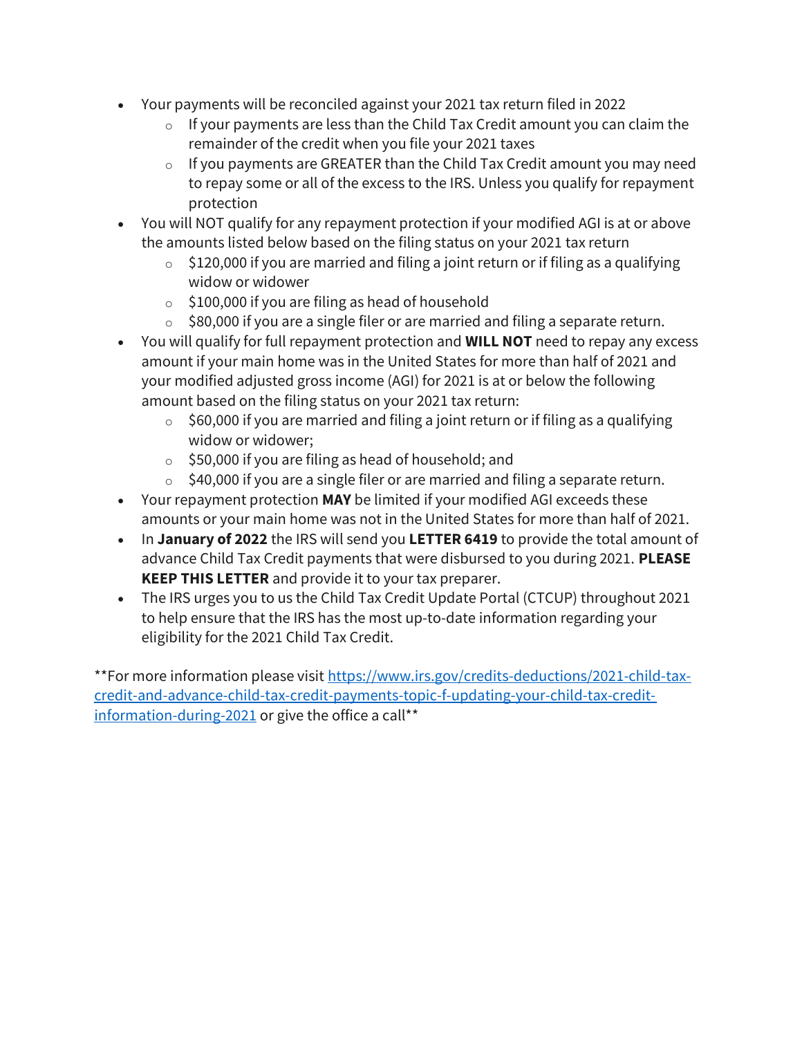- Your payments will be reconciled against your 2021 tax return filed in 2022
  - If your payments are less than the Child Tax Credit amount you can claim the remainder of the credit when you file your 2021 taxes
  - If you payments are GREATER than the Child Tax Credit amount you may need to repay some or all of the excess to the IRS. Unless you qualify for repayment protection
- You will NOT qualify for any repayment protection if your modified AGI is at or above the amounts listed below based on the filing status on your 2021 tax return
  - $120,000 if you are married and filing a joint return or if filing as a qualifying widow or widower
  - $100,000 if you are filing as head of household
  - $80,000 if you are a single filer or are married and filing a separate return.
- You will qualify for full repayment protection and **WILL NOT** need to repay any excess amount if your main home was in the United States for more than half of 2021 and your modified adjusted gross income (AGI) for 2021 is at or below the following amount based on the filing status on your 2021 tax return:
  - $60,000 if you are married and filing a joint return or if filing as a qualifying widow or widower;
  - $50,000 if you are filing as head of household; and
  - $40,000 if you are a single filer or are married and filing a separate return.
- Your repayment protection **MAY** be limited if your modified AGI exceeds these amounts or your main home was not in the United States for more than half of 2021.
- In **January of 2022** the IRS will send you **LETTER 6419** to provide the total amount of advance Child Tax Credit payments that were disbursed to you during 2021. **PLEASE KEEP THIS LETTER** and provide it to your tax preparer.
- The IRS urges you to us the Child Tax Credit Update Portal (CTCUP) throughout 2021 to help ensure that the IRS has the most up-to-date information regarding your eligibility for the 2021 Child Tax Credit.

**For more information please visit [https://www.irs.gov/credits-deductions/2021-child-tax-credit-and-advance-child-tax-credit-payments-topic-f-updating-your-child-tax-credit-information-during-2021](https://www.irs.gov/credits-deductions/2021-child-tax-credit-and-advance-child-tax-credit-payments-topic-f-updating-your-child-tax-credit-information-during-2021) or give the office a call**